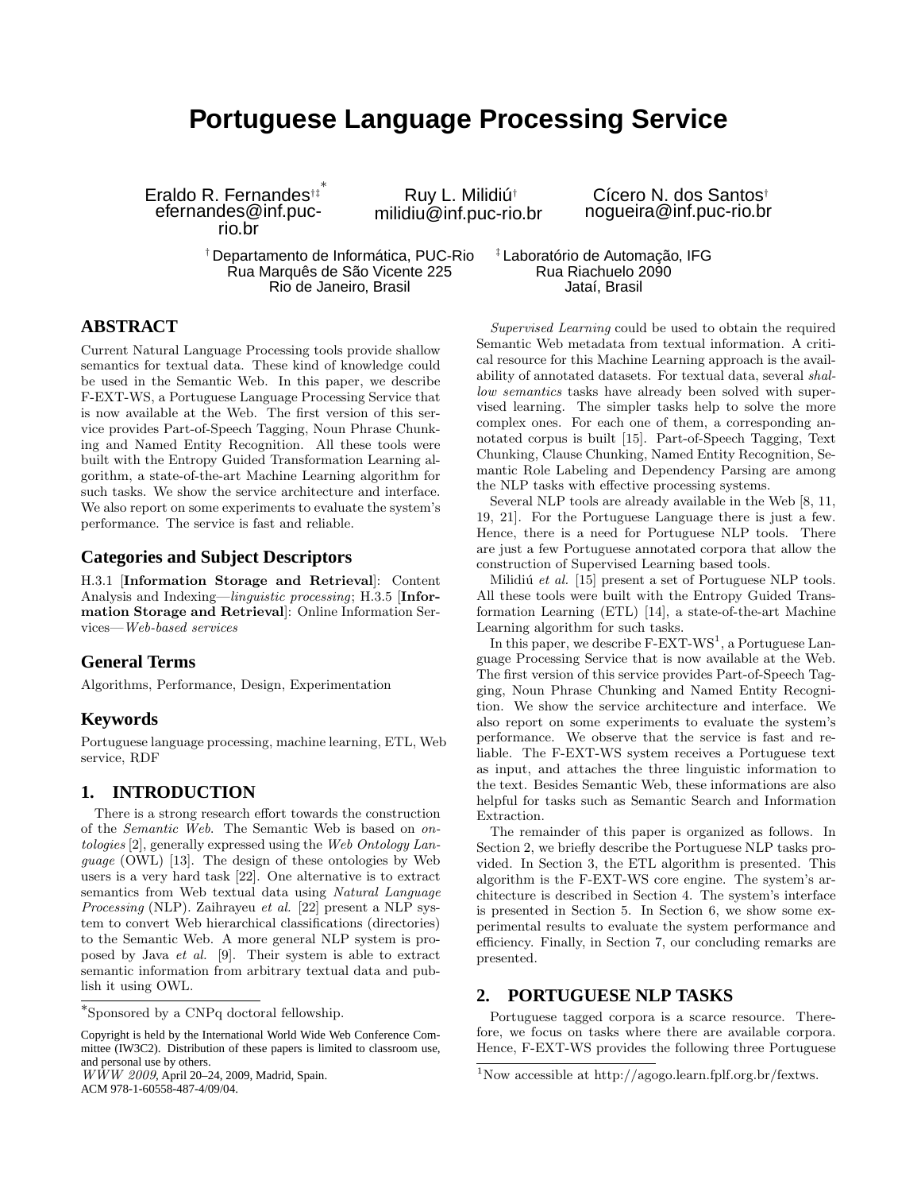# Portuguese Language Processing Service

Eraldo R. Fernandes[†‡*]
efernandes@inf.puc-rio.br

Ruy L. Milidiú[†]
milidiu@inf.puc-rio.br

Cícero N. dos Santos[†]
nogueira@inf.puc-rio.br

[†] Departamento de Informática, PUC-Rio
Rua Marquês de São Vicente 225
Rio de Janeiro, Brasil

[‡] Laboratório de Automação, IFG
Rua Riachuelo 2090
Jataí, Brasil

## ABSTRACT

Current Natural Language Processing tools provide shallow semantics for textual data. These kind of knowledge could be used in the Semantic Web. In this paper, we describe F-EXT-WS, a Portuguese Language Processing Service that is now available at the Web. The first version of this service provides Part-of-Speech Tagging, Noun Phrase Chunking and Named Entity Recognition. All these tools were built with the Entropy Guided Transformation Learning algorithm, a state-of-the-art Machine Learning algorithm for such tasks. We show the service architecture and interface. We also report on some experiments to evaluate the system's performance. The service is fast and reliable.

### Categories and Subject Descriptors

H.3.1 [**Information Storage and Retrieval**]: Content Analysis and Indexing—*linguistic processing*; H.3.5 [**Information Storage and Retrieval**]: Online Information Services—*Web-based services*

### General Terms

Algorithms, Performance, Design, Experimentation

### Keywords

Portuguese language processing, machine learning, ETL, Web service, RDF

## 1. INTRODUCTION

There is a strong research effort towards the construction of the *Semantic Web*. The Semantic Web is based on *ontologies* [2], generally expressed using the *Web Ontology Language* (OWL) [13]. The design of these ontologies by Web users is a very hard task [22]. One alternative is to extract semantics from Web textual data using *Natural Language Processing* (NLP). Zaihrayeu *et al.* [22] present a NLP system to convert Web hierarchical classifications (directories) to the Semantic Web. A more general NLP system is proposed by Java *et al.* [9]. Their system is able to extract semantic information from arbitrary textual data and publish it using OWL.

*Supervised Learning* could be used to obtain the required Semantic Web metadata from textual information. A critical resource for this Machine Learning approach is the availability of annotated datasets. For textual data, several *shallow semantics* tasks have already been solved with supervised learning. The simpler tasks help to solve the more complex ones. For each one of them, a corresponding annotated corpus is built [15]. Part-of-Speech Tagging, Text Chunking, Clause Chunking, Named Entity Recognition, Semantic Role Labeling and Dependency Parsing are among the NLP tasks with effective processing systems.

Several NLP tools are already available in the Web [8, 11, 19, 21]. For the Portuguese Language there is just a few. Hence, there is a need for Portuguese NLP tools. There are just a few Portuguese annotated corpora that allow the construction of Supervised Learning based tools.

Milidiú *et al.* [15] present a set of Portuguese NLP tools. All these tools were built with the Entropy Guided Transformation Learning (ETL) [14], a state-of-the-art Machine Learning algorithm for such tasks.

In this paper, we describe F-EXT-WS[1], a Portuguese Language Processing Service that is now available at the Web. The first version of this service provides Part-of-Speech Tagging, Noun Phrase Chunking and Named Entity Recognition. We show the service architecture and interface. We also report on some experiments to evaluate the system's performance. We observe that the service is fast and reliable. The F-EXT-WS system receives a Portuguese text as input, and attaches the three linguistic information to the text. Besides Semantic Web, these informations are also helpful for tasks such as Semantic Search and Information Extraction.

The remainder of this paper is organized as follows. In Section 2, we briefly describe the Portuguese NLP tasks provided. In Section 3, the ETL algorithm is presented. This algorithm is the F-EXT-WS core engine. The system's architecture is described in Section 4. The system's interface is presented in Section 5. In Section 6, we show some experimental results to evaluate the system performance and efficiency. Finally, in Section 7, our concluding remarks are presented.

## 2. PORTUGUESE NLP TASKS

Portuguese tagged corpora is a scarce resource. Therefore, we focus on tasks where there are available corpora. Hence, F-EXT-WS provides the following three Portuguese

---

*Sponsored by a CNPq doctoral fellowship.

Copyright is held by the International World Wide Web Conference Committee (IW3C2). Distribution of these papers is limited to classroom use, and personal use by others.
*WWW 2009*, April 20–24, 2009, Madrid, Spain.
ACM 978-1-60558-487-4/09/04.

[1] Now accessible at http://agogo.learn.fplf.org.br/fextws.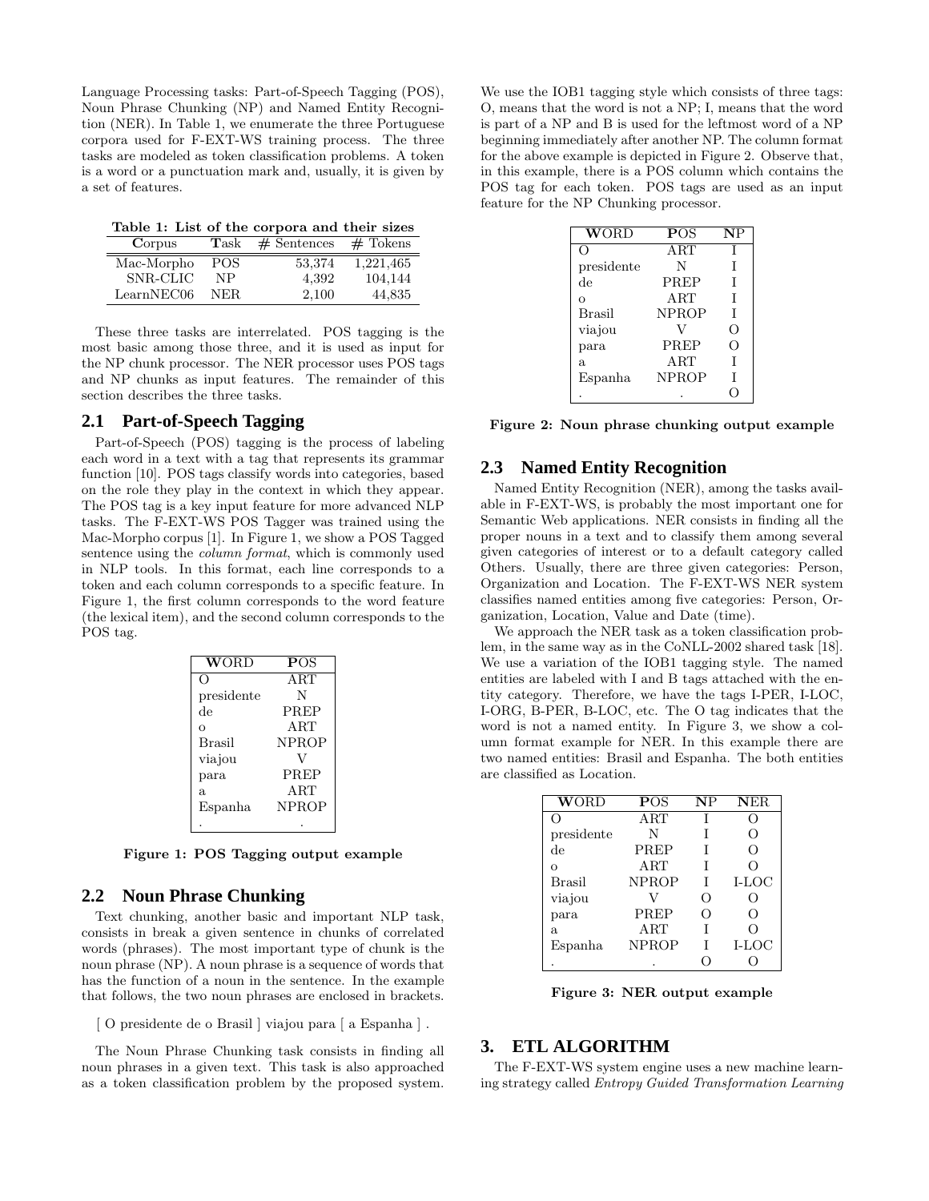Language Processing tasks: Part-of-Speech Tagging (POS), Noun Phrase Chunking (NP) and Named Entity Recognition (NER). In Table 1, we enumerate the three Portuguese corpora used for F-EXT-WS training process. The three tasks are modeled as token classification problems. A token is a word or a punctuation mark and, usually, it is given by a set of features.

**Table 1: List of the corpora and their sizes**

| Corpus | Task | # Sentences | # Tokens |
|---|---|---|---|
| Mac-Morpho | POS | 53,374 | 1,221,465 |
| SNR-CLIC | NP | 4,392 | 104,144 |
| LearnNEC06 | NER | 2,100 | 44,835 |

These three tasks are interrelated. POS tagging is the most basic among those three, and it is used as input for the NP chunk processor. The NER processor uses POS tags and NP chunks as input features. The remainder of this section describes the three tasks.

## 2.1 Part-of-Speech Tagging

Part-of-Speech (POS) tagging is the process of labeling each word in a text with a tag that represents its grammar function [10]. POS tags classify words into categories, based on the role they play in the context in which they appear. The POS tag is a key input feature for more advanced NLP tasks. The F-EXT-WS POS Tagger was trained using the Mac-Morpho corpus [1]. In Figure 1, we show a POS Tagged sentence using the *column format*, which is commonly used in NLP tools. In this format, each line corresponds to a token and each column corresponds to a specific feature. In Figure 1, the first column corresponds to the word feature (the lexical item), and the second column corresponds to the POS tag.

| WORD | POS |
|---|---|
| O | ART |
| presidente | N |
| de | PREP |
| o | ART |
| Brasil | NPROP |
| viajou | V |
| para | PREP |
| a | ART |
| Espanha | NPROP |
| . | . |

**Figure 1: POS Tagging output example**

## 2.2 Noun Phrase Chunking

Text chunking, another basic and important NLP task, consists in break a given sentence in chunks of correlated words (phrases). The most important type of chunk is the noun phrase (NP). A noun phrase is a sequence of words that has the function of a noun in the sentence. In the example that follows, the two noun phrases are enclosed in brackets.

[ O presidente de o Brasil ] viajou para [ a Espanha ] .

The Noun Phrase Chunking task consists in finding all noun phrases in a given text. This task is also approached as a token classification problem by the proposed system. We use the IOB1 tagging style which consists of three tags: O, means that the word is not a NP; I, means that the word is part of a NP and B is used for the leftmost word of a NP beginning immediately after another NP. The column format for the above example is depicted in Figure 2. Observe that, in this example, there is a POS column which contains the POS tag for each token. POS tags are used as an input feature for the NP Chunking processor.

| WORD | POS | NP |
|---|---|---|
| O | ART | I |
| presidente | N | I |
| de | PREP | I |
| o | ART | I |
| Brasil | NPROP | I |
| viajou | V | O |
| para | PREP | O |
| a | ART | I |
| Espanha | NPROP | I |
| . | . | O |

**Figure 2: Noun phrase chunking output example**

## 2.3 Named Entity Recognition

Named Entity Recognition (NER), among the tasks available in F-EXT-WS, is probably the most important one for Semantic Web applications. NER consists in finding all the proper nouns in a text and to classify them among several given categories of interest or to a default category called Others. Usually, there are three given categories: Person, Organization and Location. The F-EXT-WS NER system classifies named entities among five categories: Person, Organization, Location, Value and Date (time).

We approach the NER task as a token classification problem, in the same way as in the CoNLL-2002 shared task [18]. We use a variation of the IOB1 tagging style. The named entities are labeled with I and B tags attached with the entity category. Therefore, we have the tags I-PER, I-LOC, I-ORG, B-PER, B-LOC, etc. The O tag indicates that the word is not a named entity. In Figure 3, we show a column format example for NER. In this example there are two named entities: Brasil and Espanha. The both entities are classified as Location.

| WORD | POS | NP | NER |
|---|---|---|---|
| O | ART | I | O |
| presidente | N | I | O |
| de | PREP | I | O |
| o | ART | I | O |
| Brasil | NPROP | I | I-LOC |
| viajou | V | O | O |
| para | PREP | O | O |
| a | ART | I | O |
| Espanha | NPROP | I | I-LOC |
| . | . | O | O |

**Figure 3: NER output example**

# 3. ETL ALGORITHM

The F-EXT-WS system engine uses a new machine learning strategy called *Entropy Guided Transformation Learning*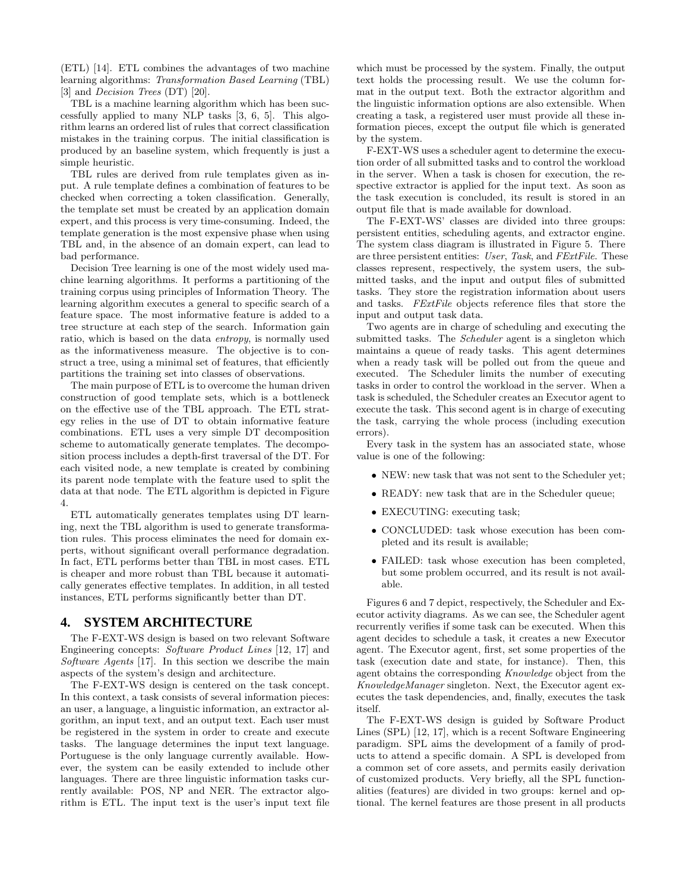(ETL) [14]. ETL combines the advantages of two machine learning algorithms: *Transformation Based Learning* (TBL) [3] and *Decision Trees* (DT) [20].

TBL is a machine learning algorithm which has been successfully applied to many NLP tasks [3, 6, 5]. This algorithm learns an ordered list of rules that correct classification mistakes in the training corpus. The initial classification is produced by an baseline system, which frequently is just a simple heuristic.

TBL rules are derived from rule templates given as input. A rule template defines a combination of features to be checked when correcting a token classification. Generally, the template set must be created by an application domain expert, and this process is very time-consuming. Indeed, the template generation is the most expensive phase when using TBL and, in the absence of an domain expert, can lead to bad performance.

Decision Tree learning is one of the most widely used machine learning algorithms. It performs a partitioning of the training corpus using principles of Information Theory. The learning algorithm executes a general to specific search of a feature space. The most informative feature is added to a tree structure at each step of the search. Information gain ratio, which is based on the data *entropy*, is normally used as the informativeness measure. The objective is to construct a tree, using a minimal set of features, that efficiently partitions the training set into classes of observations.

The main purpose of ETL is to overcome the human driven construction of good template sets, which is a bottleneck on the effective use of the TBL approach. The ETL strategy relies in the use of DT to obtain informative feature combinations. ETL uses a very simple DT decomposition scheme to automatically generate templates. The decomposition process includes a depth-first traversal of the DT. For each visited node, a new template is created by combining its parent node template with the feature used to split the data at that node. The ETL algorithm is depicted in Figure 4.

ETL automatically generates templates using DT learning, next the TBL algorithm is used to generate transformation rules. This process eliminates the need for domain experts, without significant overall performance degradation. In fact, ETL performs better than TBL in most cases. ETL is cheaper and more robust than TBL because it automatically generates effective templates. In addition, in all tested instances, ETL performs significantly better than DT.

## 4. SYSTEM ARCHITECTURE

The F-EXT-WS design is based on two relevant Software Engineering concepts: *Software Product Lines* [12, 17] and *Software Agents* [17]. In this section we describe the main aspects of the system's design and architecture.

The F-EXT-WS design is centered on the task concept. In this context, a task consists of several information pieces: an user, a language, a linguistic information, an extractor algorithm, an input text, and an output text. Each user must be registered in the system in order to create and execute tasks. The language determines the input text language. Portuguese is the only language currently available. However, the system can be easily extended to include other languages. There are three linguistic information tasks currently available: POS, NP and NER. The extractor algorithm is ETL. The input text is the user's input text file which must be processed by the system. Finally, the output text holds the processing result. We use the column format in the output text. Both the extractor algorithm and the linguistic information options are also extensible. When creating a task, a registered user must provide all these information pieces, except the output file which is generated by the system.

F-EXT-WS uses a scheduler agent to determine the execution order of all submitted tasks and to control the workload in the server. When a task is chosen for execution, the respective extractor is applied for the input text. As soon as the task execution is concluded, its result is stored in an output file that is made available for download.

The F-EXT-WS' classes are divided into three groups: persistent entities, scheduling agents, and extractor engine. The system class diagram is illustrated in Figure 5. There are three persistent entities: *User*, *Task*, and *FExtFile*. These classes represent, respectively, the system users, the submitted tasks, and the input and output files of submitted tasks. They store the registration information about users and tasks. *FExtFile* objects reference files that store the input and output task data.

Two agents are in charge of scheduling and executing the submitted tasks. The *Scheduler* agent is a singleton which maintains a queue of ready tasks. This agent determines when a ready task will be polled out from the queue and executed. The Scheduler limits the number of executing tasks in order to control the workload in the server. When a task is scheduled, the Scheduler creates an Executor agent to execute the task. This second agent is in charge of executing the task, carrying the whole process (including execution errors).

Every task in the system has an associated state, whose value is one of the following:

- NEW: new task that was not sent to the Scheduler yet;
- READY: new task that are in the Scheduler queue;
- EXECUTING: executing task;
- CONCLUDED: task whose execution has been completed and its result is available;
- FAILED: task whose execution has been completed, but some problem occurred, and its result is not available.

Figures 6 and 7 depict, respectively, the Scheduler and Executor activity diagrams. As we can see, the Scheduler agent recurrently verifies if some task can be executed. When this agent decides to schedule a task, it creates a new Executor agent. The Executor agent, first, set some properties of the task (execution date and state, for instance). Then, this agent obtains the corresponding *Knowledge* object from the *KnowledgeManager* singleton. Next, the Executor agent executes the task dependencies, and, finally, executes the task itself.

The F-EXT-WS design is guided by Software Product Lines (SPL) [12, 17], which is a recent Software Engineering paradigm. SPL aims the development of a family of products to attend a specific domain. A SPL is developed from a common set of core assets, and permits easily derivation of customized products. Very briefly, all the SPL functionalities (features) are divided in two groups: kernel and optional. The kernel features are those present in all products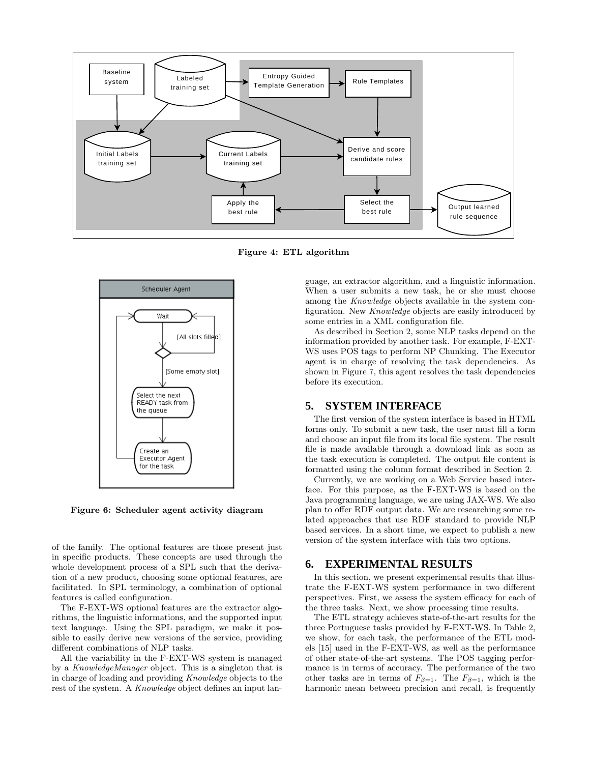Figure 4: ETL algorithm

Figure 6: Scheduler agent activity diagram

of the family. The optional features are those present just in specific products. These concepts are used through the whole development process of a SPL such that the derivation of a new product, choosing some optional features, are facilitated. In SPL terminology, a combination of optional features is called configuration.

The F-EXT-WS optional features are the extractor algorithms, the linguistic informations, and the supported input text language. Using the SPL paradigm, we make it possible to easily derive new versions of the service, providing different combinations of NLP tasks.

All the variability in the F-EXT-WS system is managed by a *KnowledgeManager* object. This is a singleton that is in charge of loading and providing *Knowledge* objects to the rest of the system. A *Knowledge* object defines an input language, an extractor algorithm, and a linguistic information. When a user submits a new task, he or she must choose among the *Knowledge* objects available in the system configuration. New *Knowledge* objects are easily introduced by some entries in a XML configuration file.

As described in Section 2, some NLP tasks depend on the information provided by another task. For example, F-EXT-WS uses POS tags to perform NP Chunking. The Executor agent is in charge of resolving the task dependencies. As shown in Figure 7, this agent resolves the task dependencies before its execution.

## 5. SYSTEM INTERFACE

The first version of the system interface is based in HTML forms only. To submit a new task, the user must fill a form and choose an input file from its local file system. The result file is made available through a download link as soon as the task execution is completed. The output file content is formatted using the column format described in Section 2.

Currently, we are working on a Web Service based interface. For this purpose, as the F-EXT-WS is based on the Java programming language, we are using JAX-WS. We also plan to offer RDF output data. We are researching some related approaches that use RDF standard to provide NLP based services. In a short time, we expect to publish a new version of the system interface with this two options.

## 6. EXPERIMENTAL RESULTS

In this section, we present experimental results that illustrate the F-EXT-WS system performance in two different perspectives. First, we assess the system efficacy for each of the three tasks. Next, we show processing time results.

The ETL strategy achieves state-of-the-art results for the three Portuguese tasks provided by F-EXT-WS. In Table 2, we show, for each task, the performance of the ETL models [15] used in the F-EXT-WS, as well as the performance of other state-of-the-art systems. The POS tagging performance is in terms of accuracy. The performance of the two other tasks are in terms of $F_{\beta=1}$. The $F_{\beta=1}$, which is the harmonic mean between precision and recall, is frequently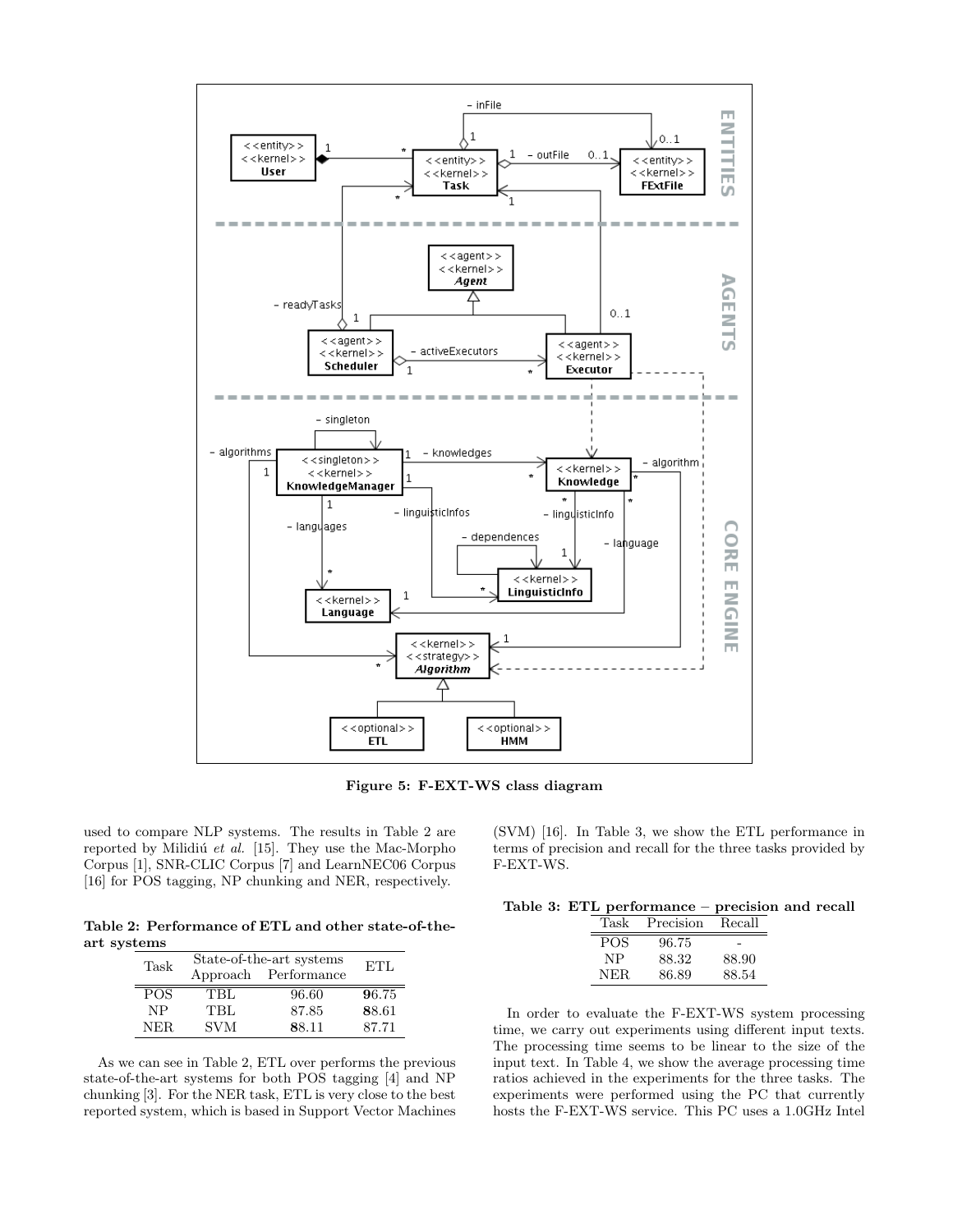Figure 5: F-EXT-WS class diagram

used to compare NLP systems. The results in Table 2 are reported by Milidiú *et al.* [15]. They use the Mac-Morpho Corpus [1], SNR-CLIC Corpus [7] and LearnNEC06 Corpus [16] for POS tagging, NP chunking and NER, respectively.

**Table 2: Performance of ETL and other state-of-the-art systems**

| Task | State-of-the-art systems | | ETL |
|---|---|---|---|
| | Approach | Performance | |
| POS | TBL | 96.60 | **9**6.75 |
| NP | TBL | 87.85 | **8**8.61 |
| NER | SVM | **8**8.11 | 87.71 |

As we can see in Table 2, ETL over performs the previous state-of-the-art systems for both POS tagging [4] and NP chunking [3]. For the NER task, ETL is very close to the best reported system, which is based in Support Vector Machines (SVM) [16]. In Table 3, we show the ETL performance in terms of precision and recall for the three tasks provided by F-EXT-WS.

**Table 3: ETL performance – precision and recall**

| Task | Precision | Recall |
|---|---|---|
| POS | 96.75 | - |
| NP | 88.32 | 88.90 |
| NER | 86.89 | 88.54 |

In order to evaluate the F-EXT-WS system processing time, we carry out experiments using different input texts. The processing time seems to be linear to the size of the input text. In Table 4, we show the average processing time ratios achieved in the experiments for the three tasks. The experiments were performed using the PC that currently hosts the F-EXT-WS service. This PC uses a 1.0GHz Intel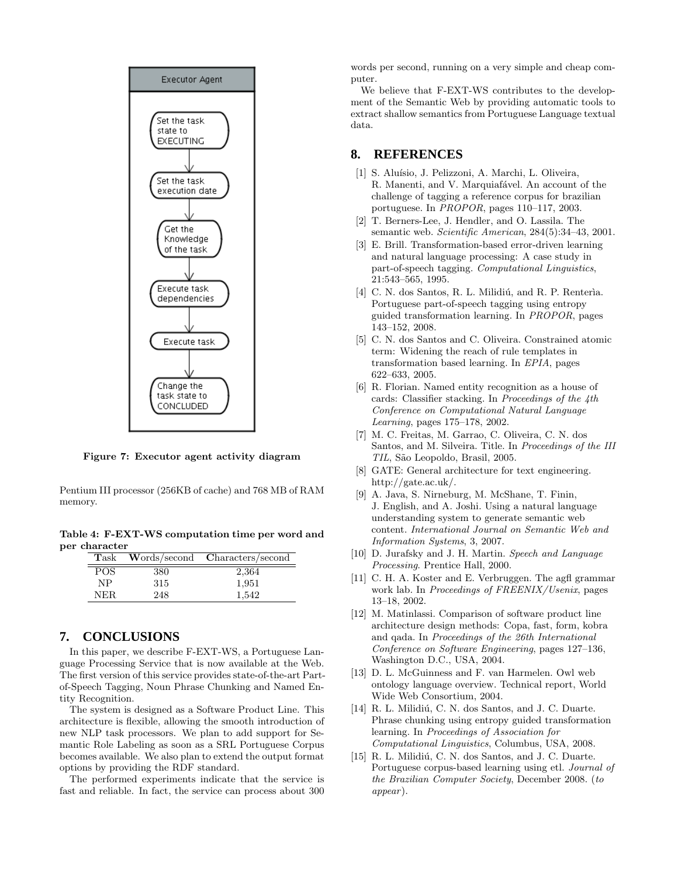Figure 7: Executor agent activity diagram

Pentium III processor (256KB of cache) and 768 MB of RAM memory.

**Table 4: F-EXT-WS computation time per word and per character**

| Task | Words/second | Characters/second |
|---|---|---|
| POS | 380 | 2,364 |
| NP | 315 | 1,951 |
| NER | 248 | 1,542 |

## 7. CONCLUSIONS

In this paper, we describe F-EXT-WS, a Portuguese Language Processing Service that is now available at the Web. The first version of this service provides state-of-the-art Part-of-Speech Tagging, Noun Phrase Chunking and Named Entity Recognition.

The system is designed as a Software Product Line. This architecture is flexible, allowing the smooth introduction of new NLP task processors. We plan to add support for Semantic Role Labeling as soon as a SRL Portuguese Corpus becomes available. We also plan to extend the output format options by providing the RDF standard.

The performed experiments indicate that the service is fast and reliable. In fact, the service can process about 300 words per second, running on a very simple and cheap computer.

We believe that F-EXT-WS contributes to the development of the Semantic Web by providing automatic tools to extract shallow semantics from Portuguese Language textual data.

## 8. REFERENCES

[1] S. Aluísio, J. Pelizzoni, A. Marchi, L. Oliveira, R. Manenti, and V. Marquiafável. An account of the challenge of tagging a reference corpus for brazilian portuguese. In *PROPOR*, pages 110–117, 2003.

[2] T. Berners-Lee, J. Hendler, and O. Lassila. The semantic web. *Scientific American*, 284(5):34–43, 2001.

[3] E. Brill. Transformation-based error-driven learning and natural language processing: A case study in part-of-speech tagging. *Computational Linguistics*, 21:543–565, 1995.

[4] C. N. dos Santos, R. L. Milidiú, and R. P. Renterìa. Portuguese part-of-speech tagging using entropy guided transformation learning. In *PROPOR*, pages 143–152, 2008.

[5] C. N. dos Santos and C. Oliveira. Constrained atomic term: Widening the reach of rule templates in transformation based learning. In *EPIA*, pages 622–633, 2005.

[6] R. Florian. Named entity recognition as a house of cards: Classifier stacking. In *Proceedings of the 4th Conference on Computational Natural Language Learning*, pages 175–178, 2002.

[7] M. C. Freitas, M. Garrao, C. Oliveira, C. N. dos Santos, and M. Silveira. Title. In *Proceedings of the III TIL*, São Leopoldo, Brasil, 2005.

[8] GATE: General architecture for text engineering. http://gate.ac.uk/.

[9] A. Java, S. Nirneburg, M. McShane, T. Finin, J. English, and A. Joshi. Using a natural language understanding system to generate semantic web content. *International Journal on Semantic Web and Information Systems*, 3, 2007.

[10] D. Jurafsky and J. H. Martin. *Speech and Language Processing*. Prentice Hall, 2000.

[11] C. H. A. Koster and E. Verbruggen. The agfl grammar work lab. In *Proceedings of FREENIX/Usenix*, pages 13–18, 2002.

[12] M. Matinlassi. Comparison of software product line architecture design methods: Copa, fast, form, kobra and qada. In *Proceedings of the 26th International Conference on Software Engineering*, pages 127–136, Washington D.C., USA, 2004.

[13] D. L. McGuinness and F. van Harmelen. Owl web ontology language overview. Technical report, World Wide Web Consortium, 2004.

[14] R. L. Milidiú, C. N. dos Santos, and J. C. Duarte. Phrase chunking using entropy guided transformation learning. In *Proceedings of Association for Computational Linguistics*, Columbus, USA, 2008.

[15] R. L. Milidiú, C. N. dos Santos, and J. C. Duarte. Portuguese corpus-based learning using etl. *Journal of the Brazilian Computer Society*, December 2008. (*to appear*).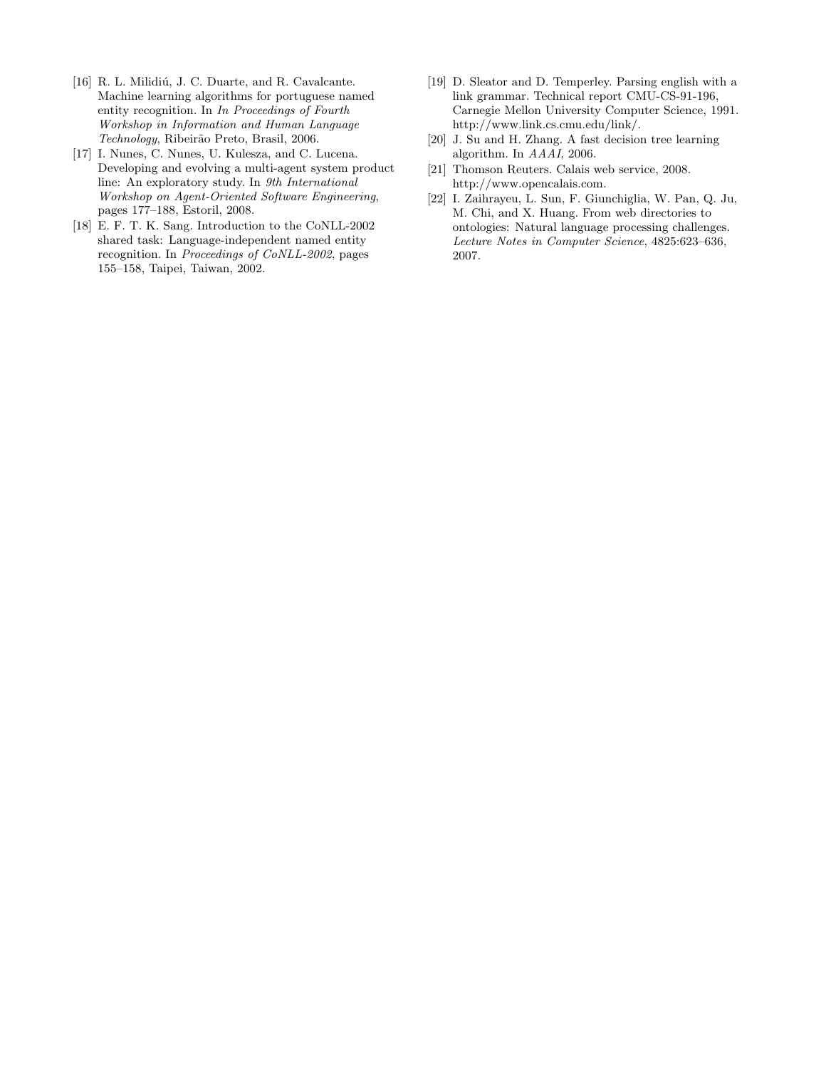[16] R. L. Milidiú, J. C. Duarte, and R. Cavalcante. Machine learning algorithms for portuguese named entity recognition. In *In Proceedings of Fourth Workshop in Information and Human Language Technology*, Ribeirão Preto, Brasil, 2006.

[17] I. Nunes, C. Nunes, U. Kulesza, and C. Lucena. Developing and evolving a multi-agent system product line: An exploratory study. In *9th International Workshop on Agent-Oriented Software Engineering*, pages 177–188, Estoril, 2008.

[18] E. F. T. K. Sang. Introduction to the CoNLL-2002 shared task: Language-independent named entity recognition. In *Proceedings of CoNLL-2002*, pages 155–158, Taipei, Taiwan, 2002.

[19] D. Sleator and D. Temperley. Parsing english with a link grammar. Technical report CMU-CS-91-196, Carnegie Mellon University Computer Science, 1991. http://www.link.cs.cmu.edu/link/.

[20] J. Su and H. Zhang. A fast decision tree learning algorithm. In *AAAI*, 2006.

[21] Thomson Reuters. Calais web service, 2008. http://www.opencalais.com.

[22] I. Zaihrayeu, L. Sun, F. Giunchiglia, W. Pan, Q. Ju, M. Chi, and X. Huang. From web directories to ontologies: Natural language processing challenges. *Lecture Notes in Computer Science*, 4825:623–636, 2007.